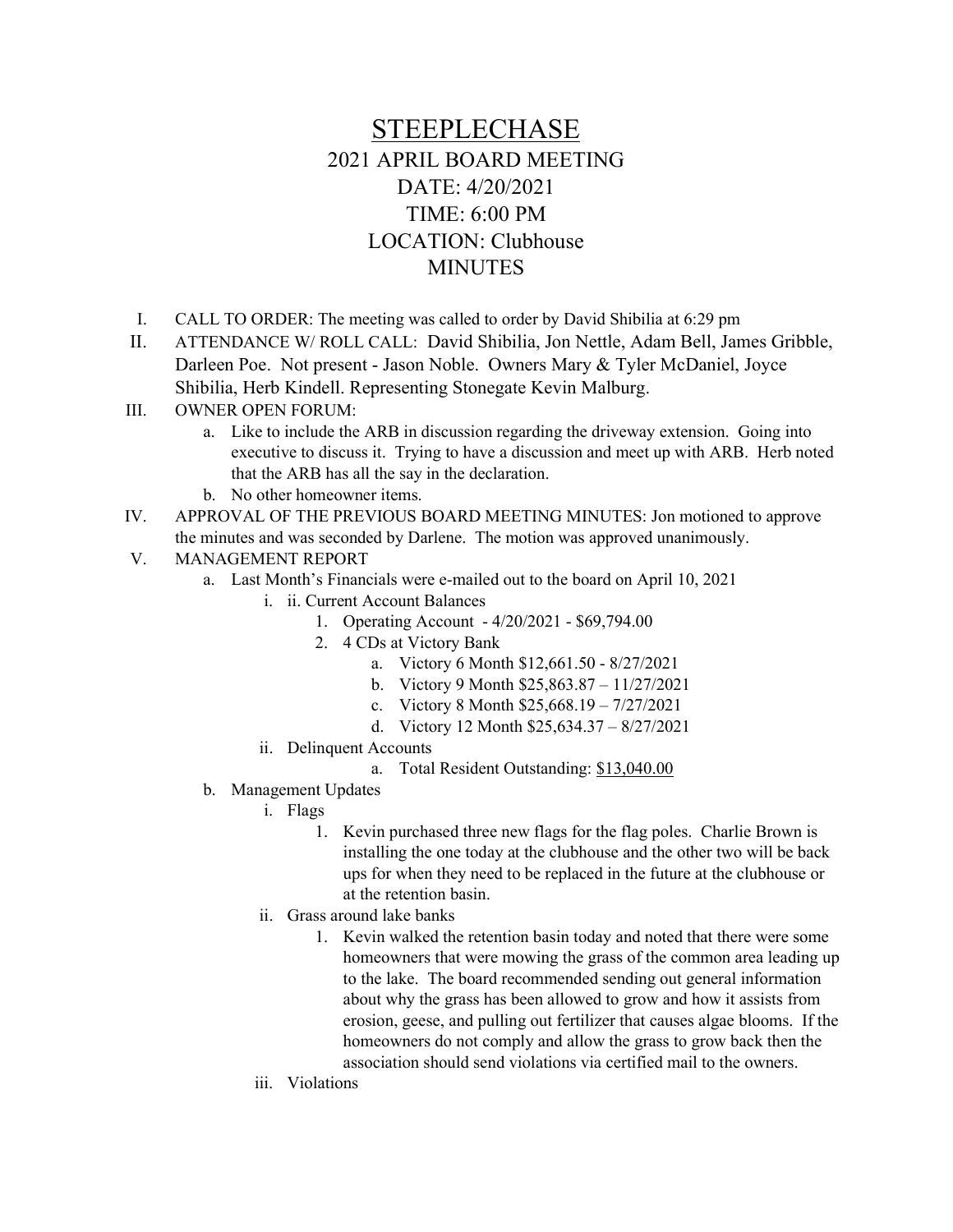# STEEPLECHASE

## 2021 APRIL BOARD MEETING

## DATE: 4/20/2021

## TIME: 6:00 PM

## LOCATION: Clubhouse

## MINUTES

I. CALL TO ORDER: The meeting was called to order by David Shibilia at 6:29 pm

II. ATTENDANCE W/ ROLL CALL: David Shibilia, Jon Nettle, Adam Bell, James Gribble, Darleen Poe. Not present - Jason Noble. Owners Mary & Tyler McDaniel, Joyce Shibilia, Herb Kindell. Representing Stonegate Kevin Malburg.

III. OWNER OPEN FORUM:
   a. Like to include the ARB in discussion regarding the driveway extension. Going into executive to discuss it. Trying to have a discussion and meet up with ARB. Herb noted that the ARB has all the say in the declaration.
   b. No other homeowner items.

IV. APPROVAL OF THE PREVIOUS BOARD MEETING MINUTES: Jon motioned to approve the minutes and was seconded by Darlene. The motion was approved unanimously.

V. MANAGEMENT REPORT
   a. Last Month's Financials were e-mailed out to the board on April 10, 2021
      i. ii. Current Account Balances
         1. Operating Account - 4/20/2021 - $69,794.00
         2. 4 CDs at Victory Bank
            a. Victory 6 Month $12,661.50 - 8/27/2021
            b. Victory 9 Month $25,863.87 – 11/27/2021
            c. Victory 8 Month $25,668.19 – 7/27/2021
            d. Victory 12 Month $25,634.37 – 8/27/2021
      ii. Delinquent Accounts
         a. Total Resident Outstanding: <u>$13,040.00</u>
   b. Management Updates
      i. Flags
         1. Kevin purchased three new flags for the flag poles. Charlie Brown is installing the one today at the clubhouse and the other two will be back ups for when they need to be replaced in the future at the clubhouse or at the retention basin.
      ii. Grass around lake banks
         1. Kevin walked the retention basin today and noted that there were some homeowners that were mowing the grass of the common area leading up to the lake. The board recommended sending out general information about why the grass has been allowed to grow and how it assists from erosion, geese, and pulling out fertilizer that causes algae blooms. If the homeowners do not comply and allow the grass to grow back then the association should send violations via certified mail to the owners.
      iii. Violations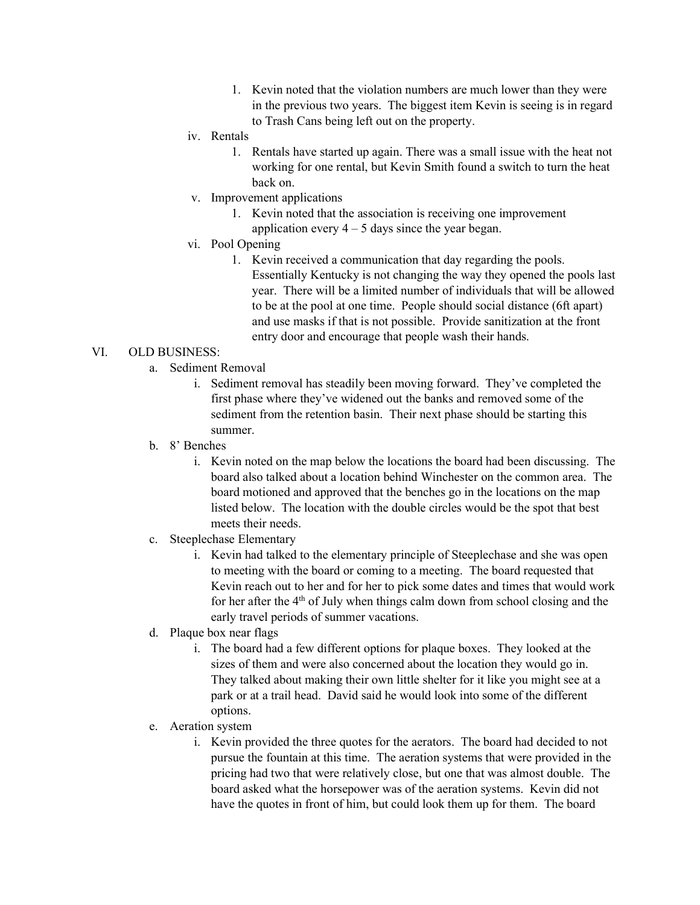1. Kevin noted that the violation numbers are much lower than they were in the previous two years. The biggest item Kevin is seeing is in regard to Trash Cans being left out on the property.

iv. Rentals

1. Rentals have started up again. There was a small issue with the heat not working for one rental, but Kevin Smith found a switch to turn the heat back on.

v. Improvement applications

1. Kevin noted that the association is receiving one improvement application every 4 – 5 days since the year began.

vi. Pool Opening

1. Kevin received a communication that day regarding the pools. Essentially Kentucky is not changing the way they opened the pools last year. There will be a limited number of individuals that will be allowed to be at the pool at one time. People should social distance (6ft apart) and use masks if that is not possible. Provide sanitization at the front entry door and encourage that people wash their hands.

VI. OLD BUSINESS:

a. Sediment Removal

i. Sediment removal has steadily been moving forward. They've completed the first phase where they've widened out the banks and removed some of the sediment from the retention basin. Their next phase should be starting this summer.

b. 8' Benches

i. Kevin noted on the map below the locations the board had been discussing. The board also talked about a location behind Winchester on the common area. The board motioned and approved that the benches go in the locations on the map listed below. The location with the double circles would be the spot that best meets their needs.

c. Steeplechase Elementary

i. Kevin had talked to the elementary principle of Steeplechase and she was open to meeting with the board or coming to a meeting. The board requested that Kevin reach out to her and for her to pick some dates and times that would work for her after the 4th of July when things calm down from school closing and the early travel periods of summer vacations.

d. Plaque box near flags

i. The board had a few different options for plaque boxes. They looked at the sizes of them and were also concerned about the location they would go in. They talked about making their own little shelter for it like you might see at a park or at a trail head. David said he would look into some of the different options.

e. Aeration system

i. Kevin provided the three quotes for the aerators. The board had decided to not pursue the fountain at this time. The aeration systems that were provided in the pricing had two that were relatively close, but one that was almost double. The board asked what the horsepower was of the aeration systems. Kevin did not have the quotes in front of him, but could look them up for them. The board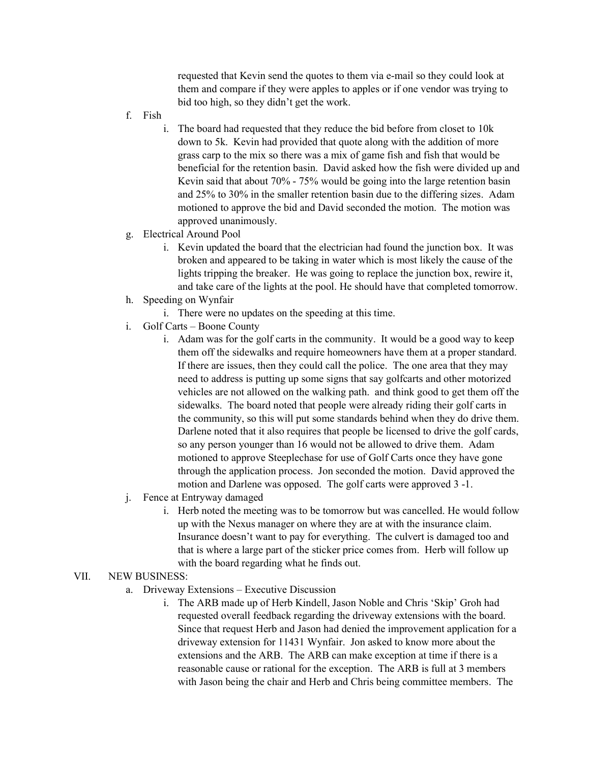requested that Kevin send the quotes to them via e-mail so they could look at them and compare if they were apples to apples or if one vendor was trying to bid too high, so they didn't get the work.

f. Fish
   i. The board had requested that they reduce the bid before from closet to 10k down to 5k. Kevin had provided that quote along with the addition of more grass carp to the mix so there was a mix of game fish and fish that would be beneficial for the retention basin. David asked how the fish were divided up and Kevin said that about 70% - 75% would be going into the large retention basin and 25% to 30% in the smaller retention basin due to the differing sizes. Adam motioned to approve the bid and David seconded the motion. The motion was approved unanimously.

g. Electrical Around Pool
   i. Kevin updated the board that the electrician had found the junction box. It was broken and appeared to be taking in water which is most likely the cause of the lights tripping the breaker. He was going to replace the junction box, rewire it, and take care of the lights at the pool. He should have that completed tomorrow.

h. Speeding on Wynfair
   i. There were no updates on the speeding at this time.

i. Golf Carts – Boone County
   i. Adam was for the golf carts in the community. It would be a good way to keep them off the sidewalks and require homeowners have them at a proper standard. If there are issues, then they could call the police. The one area that they may need to address is putting up some signs that say golfcarts and other motorized vehicles are not allowed on the walking path. and think good to get them off the sidewalks. The board noted that people were already riding their golf carts in the community, so this will put some standards behind when they do drive them. Darlene noted that it also requires that people be licensed to drive the golf cards, so any person younger than 16 would not be allowed to drive them. Adam motioned to approve Steeplechase for use of Golf Carts once they have gone through the application process. Jon seconded the motion. David approved the motion and Darlene was opposed. The golf carts were approved 3 -1.

j. Fence at Entryway damaged
   i. Herb noted the meeting was to be tomorrow but was cancelled. He would follow up with the Nexus manager on where they are at with the insurance claim. Insurance doesn't want to pay for everything. The culvert is damaged too and that is where a large part of the sticker price comes from. Herb will follow up with the board regarding what he finds out.

VII. NEW BUSINESS:

a. Driveway Extensions – Executive Discussion
   i. The ARB made up of Herb Kindell, Jason Noble and Chris 'Skip' Groh had requested overall feedback regarding the driveway extensions with the board. Since that request Herb and Jason had denied the improvement application for a driveway extension for 11431 Wynfair. Jon asked to know more about the extensions and the ARB. The ARB can make exception at time if there is a reasonable cause or rational for the exception. The ARB is full at 3 members with Jason being the chair and Herb and Chris being committee members. The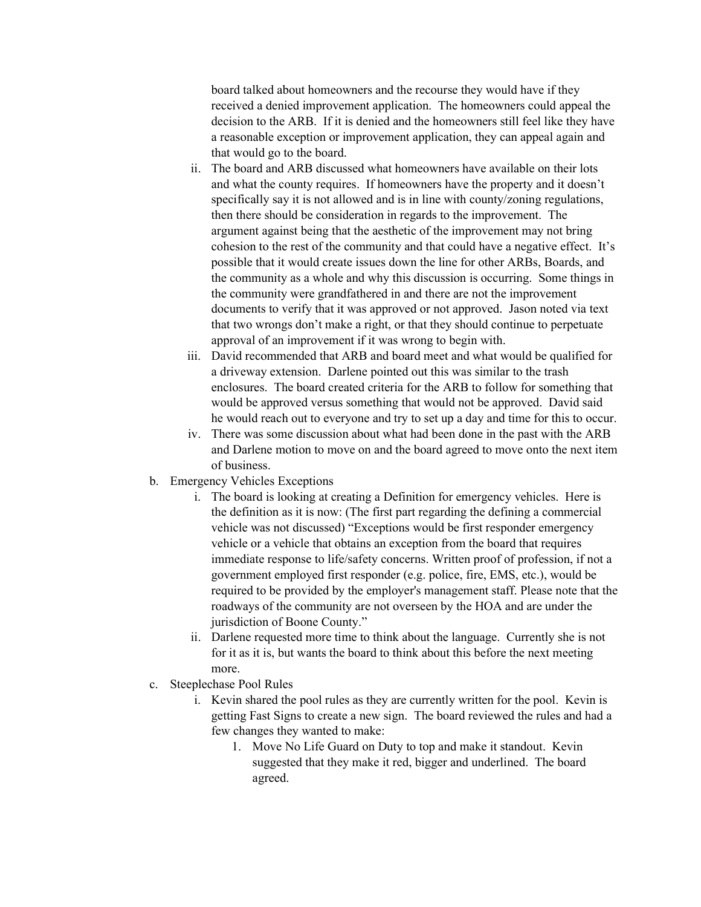board talked about homeowners and the recourse they would have if they received a denied improvement application. The homeowners could appeal the decision to the ARB. If it is denied and the homeowners still feel like they have a reasonable exception or improvement application, they can appeal again and that would go to the board.

ii. The board and ARB discussed what homeowners have available on their lots and what the county requires. If homeowners have the property and it doesn't specifically say it is not allowed and is in line with county/zoning regulations, then there should be consideration in regards to the improvement. The argument against being that the aesthetic of the improvement may not bring cohesion to the rest of the community and that could have a negative effect. It's possible that it would create issues down the line for other ARBs, Boards, and the community as a whole and why this discussion is occurring. Some things in the community were grandfathered in and there are not the improvement documents to verify that it was approved or not approved. Jason noted via text that two wrongs don't make a right, or that they should continue to perpetuate approval of an improvement if it was wrong to begin with.

iii. David recommended that ARB and board meet and what would be qualified for a driveway extension. Darlene pointed out this was similar to the trash enclosures. The board created criteria for the ARB to follow for something that would be approved versus something that would not be approved. David said he would reach out to everyone and try to set up a day and time for this to occur.

iv. There was some discussion about what had been done in the past with the ARB and Darlene motion to move on and the board agreed to move onto the next item of business.

b. Emergency Vehicles Exceptions

i. The board is looking at creating a Definition for emergency vehicles. Here is the definition as it is now: (The first part regarding the defining a commercial vehicle was not discussed) "Exceptions would be first responder emergency vehicle or a vehicle that obtains an exception from the board that requires immediate response to life/safety concerns. Written proof of profession, if not a government employed first responder (e.g. police, fire, EMS, etc.), would be required to be provided by the employer's management staff. Please note that the roadways of the community are not overseen by the HOA and are under the jurisdiction of Boone County."

ii. Darlene requested more time to think about the language. Currently she is not for it as it is, but wants the board to think about this before the next meeting more.

c. Steeplechase Pool Rules

i. Kevin shared the pool rules as they are currently written for the pool. Kevin is getting Fast Signs to create a new sign. The board reviewed the rules and had a few changes they wanted to make:

1. Move No Life Guard on Duty to top and make it standout. Kevin suggested that they make it red, bigger and underlined. The board agreed.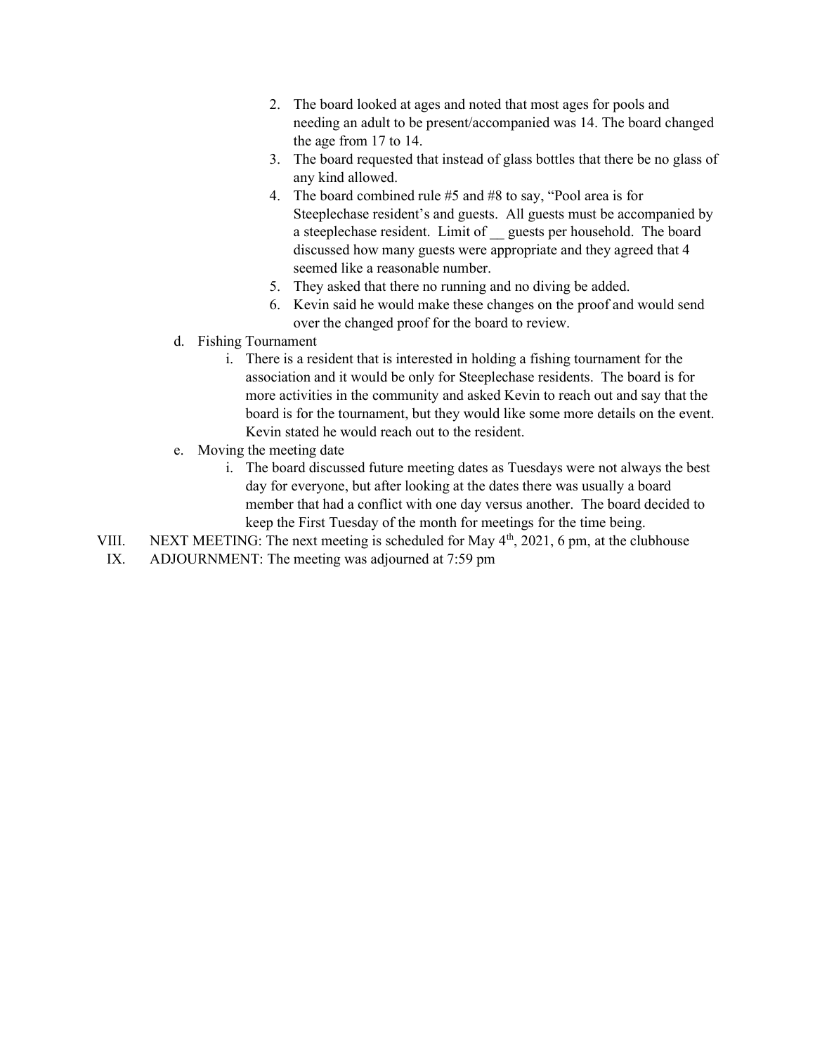2. The board looked at ages and noted that most ages for pools and needing an adult to be present/accompanied was 14. The board changed the age from 17 to 14.
3. The board requested that instead of glass bottles that there be no glass of any kind allowed.
4. The board combined rule #5 and #8 to say, "Pool area is for Steeplechase resident's and guests. All guests must be accompanied by a steeplechase resident. Limit of __ guests per household. The board discussed how many guests were appropriate and they agreed that 4 seemed like a reasonable number.
5. They asked that there no running and no diving be added.
6. Kevin said he would make these changes on the proof and would send over the changed proof for the board to review.

d. Fishing Tournament
   i. There is a resident that is interested in holding a fishing tournament for the association and it would be only for Steeplechase residents. The board is for more activities in the community and asked Kevin to reach out and say that the board is for the tournament, but they would like some more details on the event. Kevin stated he would reach out to the resident.

e. Moving the meeting date
   i. The board discussed future meeting dates as Tuesdays were not always the best day for everyone, but after looking at the dates there was usually a board member that had a conflict with one day versus another. The board decided to keep the First Tuesday of the month for meetings for the time being.

VIII. NEXT MEETING: The next meeting is scheduled for May 4th, 2021, 6 pm, at the clubhouse

IX. ADJOURNMENT: The meeting was adjourned at 7:59 pm